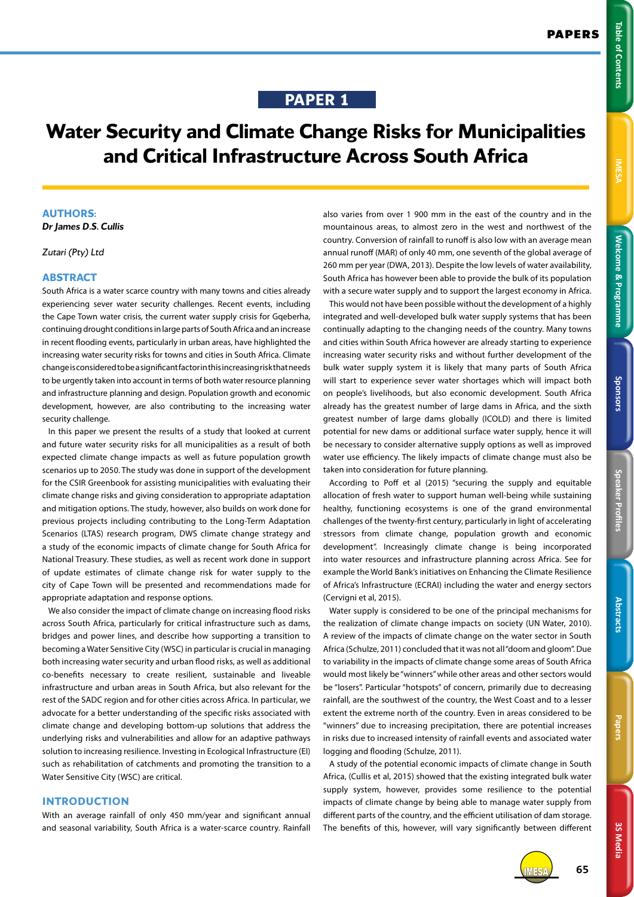# PAPER 1

# Water Security and Climate Change Risks for Municipalities and Critical Infrastructure Across South Africa

## AUTHORS:

***Dr James D.S. Cullis***

*Zutari (Pty) Ltd*

## ABSTRACT

South Africa is a water scarce country with many towns and cities already experiencing sever water security challenges. Recent events, including the Cape Town water crisis, the current water supply crisis for Gqeberha, continuing drought conditions in large parts of South Africa and an increase in recent flooding events, particularly in urban areas, have highlighted the increasing water security risks for towns and cities in South Africa. Climate change is considered to be a significant factor in this increasing risk that needs to be urgently taken into account in terms of both water resource planning and infrastructure planning and design. Population growth and economic development, however, are also contributing to the increasing water security challenge.

In this paper we present the results of a study that looked at current and future water security risks for all municipalities as a result of both expected climate change impacts as well as future population growth scenarios up to 2050. The study was done in support of the development for the CSIR Greenbook for assisting municipalities with evaluating their climate change risks and giving consideration to appropriate adaptation and mitigation options. The study, however, also builds on work done for previous projects including contributing to the Long-Term Adaptation Scenarios (LTAS) research program, DWS climate change strategy and a study of the economic impacts of climate change for South Africa for National Treasury. These studies, as well as recent work done in support of update estimates of climate change risk for water supply to the city of Cape Town will be presented and recommendations made for appropriate adaptation and response options.

We also consider the impact of climate change on increasing flood risks across South Africa, particularly for critical infrastructure such as dams, bridges and power lines, and describe how supporting a transition to becoming a Water Sensitive City (WSC) in particular is crucial in managing both increasing water security and urban flood risks, as well as additional co-benefits necessary to create resilient, sustainable and liveable infrastructure and urban areas in South Africa, but also relevant for the rest of the SADC region and for other cities across Africa. In particular, we advocate for a better understanding of the specific risks associated with climate change and developing bottom-up solutions that address the underlying risks and vulnerabilities and allow for an adaptive pathways solution to increasing resilience. Investing in Ecological Infrastructure (EI) such as rehabilitation of catchments and promoting the transition to a Water Sensitive City (WSC) are critical.

## INTRODUCTION

With an average rainfall of only 450 mm/year and significant annual and seasonal variability, South Africa is a water-scarce country. Rainfall also varies from over 1 900 mm in the east of the country and in the mountainous areas, to almost zero in the west and northwest of the country. Conversion of rainfall to runoff is also low with an average mean annual runoff (MAR) of only 40 mm, one seventh of the global average of 260 mm per year (DWA, 2013). Despite the low levels of water availability, South Africa has however been able to provide the bulk of its population with a secure water supply and to support the largest economy in Africa.

This would not have been possible without the development of a highly integrated and well-developed bulk water supply systems that has been continually adapting to the changing needs of the country. Many towns and cities within South Africa however are already starting to experience increasing water security risks and without further development of the bulk water supply system it is likely that many parts of South Africa will start to experience sever water shortages which will impact both on people's livelihoods, but also economic development. South Africa already has the greatest number of large dams in Africa, and the sixth greatest number of large dams globally (ICOLD) and there is limited potential for new dams or additional surface water supply, hence it will be necessary to consider alternative supply options as well as improved water use efficiency. The likely impacts of climate change must also be taken into consideration for future planning.

According to Poff et al (2015) "securing the supply and equitable allocation of fresh water to support human well-being while sustaining healthy, functioning ecosystems is one of the grand environmental challenges of the twenty-first century, particularly in light of accelerating stressors from climate change, population growth and economic development". Increasingly climate change is being incorporated into water resources and infrastructure planning across Africa. See for example the World Bank's initiatives on Enhancing the Climate Resilience of Africa's Infrastructure (ECRAI) including the water and energy sectors (Cervigni et al, 2015).

Water supply is considered to be one of the principal mechanisms for the realization of climate change impacts on society (UN Water, 2010). A review of the impacts of climate change on the water sector in South Africa (Schulze, 2011) concluded that it was not all "doom and gloom". Due to variability in the impacts of climate change some areas of South Africa would most likely be "winners" while other areas and other sectors would be "losers". Particular "hotspots" of concern, primarily due to decreasing rainfall, are the southwest of the country, the West Coast and to a lesser extent the extreme north of the country. Even in areas considered to be "winners" due to increasing precipitation, there are potential increases in risks due to increased intensity of rainfall events and associated water logging and flooding (Schulze, 2011).

A study of the potential economic impacts of climate change in South Africa, (Cullis et al, 2015) showed that the existing integrated bulk water supply system, however, provides some resilience to the potential impacts of climate change by being able to manage water supply from different parts of the country, and the efficient utilisation of dam storage. The benefits of this, however, will vary significantly between different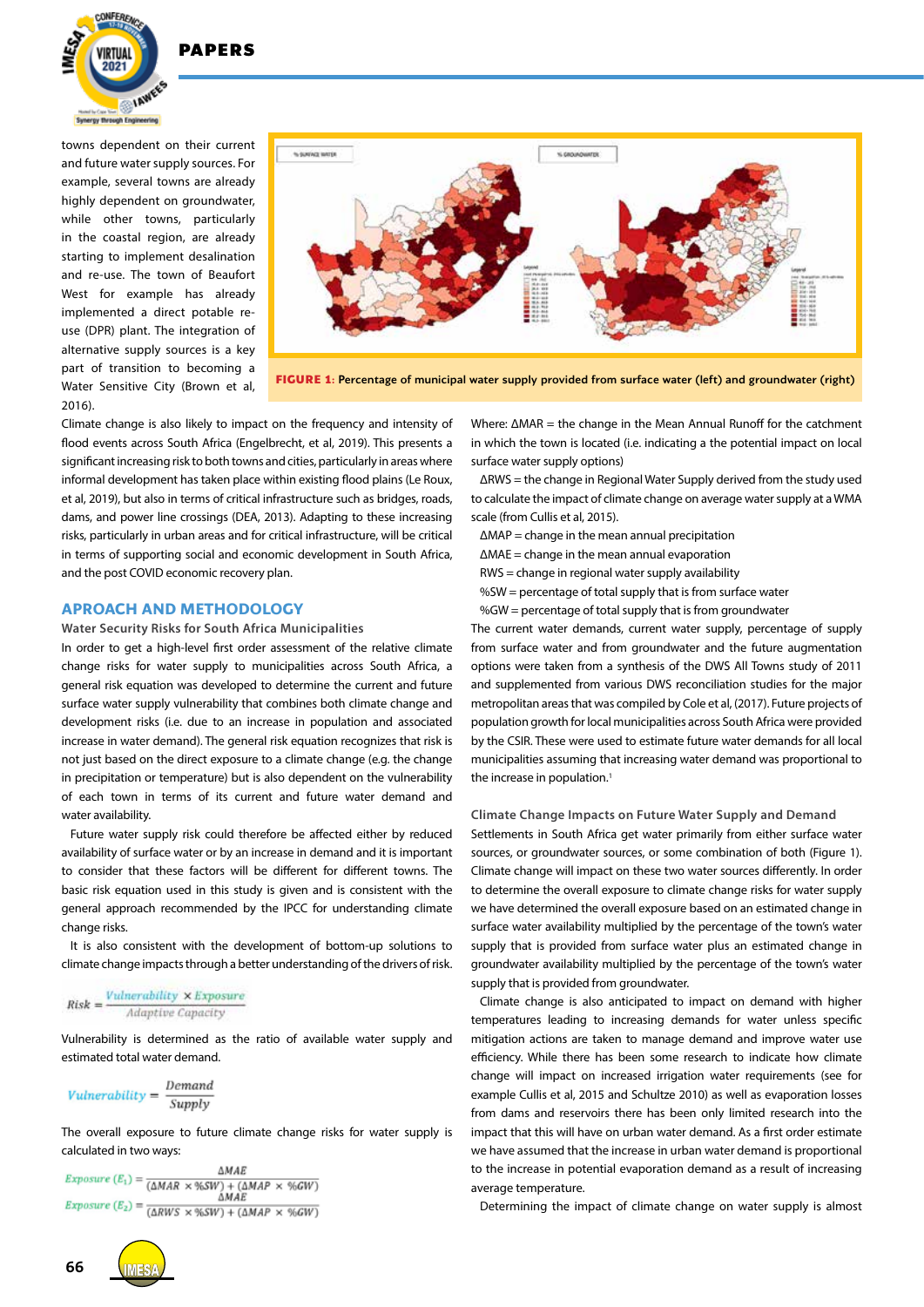towns dependent on their current and future water supply sources. For example, several towns are already highly dependent on groundwater, while other towns, particularly in the coastal region, are already starting to implement desalination and re-use. The town of Beaufort West for example has already implemented a direct potable re-use (DPR) plant. The integration of alternative supply sources is a key part of transition to becoming a Water Sensitive City (Brown et al, 2016).

**FIGURE 1:** Percentage of municipal water supply provided from surface water (left) and groundwater (right)

Climate change is also likely to impact on the frequency and intensity of flood events across South Africa (Engelbrecht, et al, 2019). This presents a significant increasing risk to both towns and cities, particularly in areas where informal development has taken place within existing flood plains (Le Roux, et al, 2019), but also in terms of critical infrastructure such as bridges, roads, dams, and power line crossings (DEA, 2013). Adapting to these increasing risks, particularly in urban areas and for critical infrastructure, will be critical in terms of supporting social and economic development in South Africa, and the post COVID economic recovery plan.

## APROACH AND METHODOLOGY

### Water Security Risks for South Africa Municipalities

In order to get a high-level first order assessment of the relative climate change risks for water supply to municipalities across South Africa, a general risk equation was developed to determine the current and future surface water supply vulnerability that combines both climate change and development risks (i.e. due to an increase in population and associated increase in water demand). The general risk equation recognizes that risk is not just based on the direct exposure to a climate change (e.g. the change in precipitation or temperature) but is also dependent on the vulnerability of each town in terms of its current and future water demand and water availability.

Future water supply risk could therefore be affected either by reduced availability of surface water or by an increase in demand and it is important to consider that these factors will be different for different towns. The basic risk equation used in this study is given and is consistent with the general approach recommended by the IPCC for understanding climate change risks.

It is also consistent with the development of bottom-up solutions to climate change impacts through a better understanding of the drivers of risk.

$$Risk = \frac{Vulnerability \times Exposure}{Adaptive\ Capacity}$$

Vulnerability is determined as the ratio of available water supply and estimated total water demand.

$$Vulnerability = \frac{Demand}{Supply}$$

The overall exposure to future climate change risks for water supply is calculated in two ways:

$$Exposure\ (E_1) = \frac{\Delta MAE}{(\Delta MAR \times \%SW) + (\Delta MAP \times \%GW)}$$

$$Exposure\ (E_2) = \frac{\Delta MAE}{(\Delta RWS \times \%SW) + (\Delta MAP \times \%GW)}$$

Where: ΔMAR = the change in the Mean Annual Runoff for the catchment in which the town is located (i.e. indicating a the potential impact on local surface water supply options)

ΔRWS = the change in Regional Water Supply derived from the study used to calculate the impact of climate change on average water supply at a WMA scale (from Cullis et al, 2015).

ΔMAP = change in the mean annual precipitation

ΔMAE = change in the mean annual evaporation

RWS = change in regional water supply availability

%SW = percentage of total supply that is from surface water

%GW = percentage of total supply that is from groundwater

The current water demands, current water supply, percentage of supply from surface water and from groundwater and the future augmentation options were taken from a synthesis of the DWS All Towns study of 2011 and supplemented from various DWS reconciliation studies for the major metropolitan areas that was compiled by Cole et al, (2017). Future projects of population growth for local municipalities across South Africa were provided by the CSIR. These were used to estimate future water demands for all local municipalities assuming that increasing water demand was proportional to the increase in population.[1]

### Climate Change Impacts on Future Water Supply and Demand

Settlements in South Africa get water primarily from either surface water sources, or groundwater sources, or some combination of both (Figure 1). Climate change will impact on these two water sources differently. In order to determine the overall exposure to climate change risks for water supply we have determined the overall exposure based on an estimated change in surface water availability multiplied by the percentage of the town's water supply that is provided from surface water plus an estimated change in groundwater availability multiplied by the percentage of the town's water supply that is provided from groundwater.

Climate change is also anticipated to impact on demand with higher temperatures leading to increasing demands for water unless specific mitigation actions are taken to manage demand and improve water use efficiency. While there has been some research to indicate how climate change will impact on increased irrigation water requirements (see for example Cullis et al, 2015 and Schultze 2010) as well as evaporation losses from dams and reservoirs there has been only limited research into the impact that this will have on urban water demand. As a first order estimate we have assumed that the increase in urban water demand is proportional to the increase in potential evaporation demand as a result of increasing average temperature.

Determining the impact of climate change on water supply is almost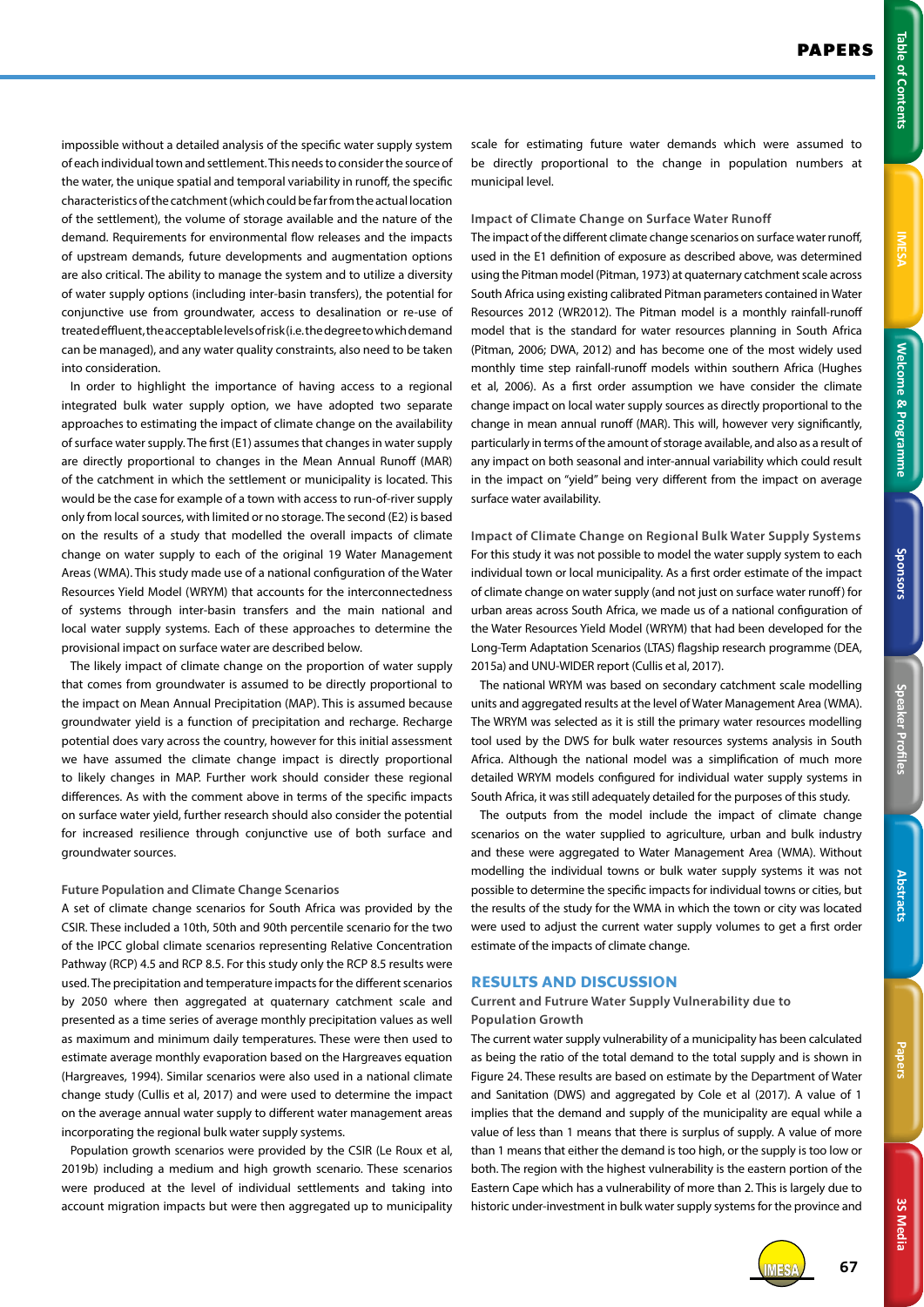impossible without a detailed analysis of the specific water supply system of each individual town and settlement. This needs to consider the source of the water, the unique spatial and temporal variability in runoff, the specific characteristics of the catchment (which could be far from the actual location of the settlement), the volume of storage available and the nature of the demand. Requirements for environmental flow releases and the impacts of upstream demands, future developments and augmentation options are also critical. The ability to manage the system and to utilize a diversity of water supply options (including inter-basin transfers), the potential for conjunctive use from groundwater, access to desalination or re-use of treated effluent, the acceptable levels of risk (i.e. the degree to which demand can be managed), and any water quality constraints, also need to be taken into consideration.

In order to highlight the importance of having access to a regional integrated bulk water supply option, we have adopted two separate approaches to estimating the impact of climate change on the availability of surface water supply. The first (E1) assumes that changes in water supply are directly proportional to changes in the Mean Annual Runoff (MAR) of the catchment in which the settlement or municipality is located. This would be the case for example of a town with access to run-of-river supply only from local sources, with limited or no storage. The second (E2) is based on the results of a study that modelled the overall impacts of climate change on water supply to each of the original 19 Water Management Areas (WMA). This study made use of a national configuration of the Water Resources Yield Model (WRYM) that accounts for the interconnectedness of systems through inter-basin transfers and the main national and local water supply systems. Each of these approaches to determine the provisional impact on surface water are described below.

The likely impact of climate change on the proportion of water supply that comes from groundwater is assumed to be directly proportional to the impact on Mean Annual Precipitation (MAP). This is assumed because groundwater yield is a function of precipitation and recharge. Recharge potential does vary across the country, however for this initial assessment we have assumed the climate change impact is directly proportional to likely changes in MAP. Further work should consider these regional differences. As with the comment above in terms of the specific impacts on surface water yield, further research should also consider the potential for increased resilience through conjunctive use of both surface and groundwater sources.

### Future Population and Climate Change Scenarios

A set of climate change scenarios for South Africa was provided by the CSIR. These included a 10th, 50th and 90th percentile scenario for the two of the IPCC global climate scenarios representing Relative Concentration Pathway (RCP) 4.5 and RCP 8.5. For this study only the RCP 8.5 results were used. The precipitation and temperature impacts for the different scenarios by 2050 where then aggregated at quaternary catchment scale and presented as a time series of average monthly precipitation values as well as maximum and minimum daily temperatures. These were then used to estimate average monthly evaporation based on the Hargreaves equation (Hargreaves, 1994). Similar scenarios were also used in a national climate change study (Cullis et al, 2017) and were used to determine the impact on the average annual water supply to different water management areas incorporating the regional bulk water supply systems.

Population growth scenarios were provided by the CSIR (Le Roux et al, 2019b) including a medium and high growth scenario. These scenarios were produced at the level of individual settlements and taking into account migration impacts but were then aggregated up to municipality scale for estimating future water demands which were assumed to be directly proportional to the change in population numbers at municipal level.

### Impact of Climate Change on Surface Water Runoff

The impact of the different climate change scenarios on surface water runoff, used in the E1 definition of exposure as described above, was determined using the Pitman model (Pitman, 1973) at quaternary catchment scale across South Africa using existing calibrated Pitman parameters contained in Water Resources 2012 (WR2012). The Pitman model is a monthly rainfall-runoff model that is the standard for water resources planning in South Africa (Pitman, 2006; DWA, 2012) and has become one of the most widely used monthly time step rainfall-runoff models within southern Africa (Hughes et al, 2006). As a first order assumption we have consider the climate change impact on local water supply sources as directly proportional to the change in mean annual runoff (MAR). This will, however very significantly, particularly in terms of the amount of storage available, and also as a result of any impact on both seasonal and inter-annual variability which could result in the impact on "yield" being very different from the impact on average surface water availability.

### Impact of Climate Change on Regional Bulk Water Supply Systems

For this study it was not possible to model the water supply system to each individual town or local municipality. As a first order estimate of the impact of climate change on water supply (and not just on surface water runoff) for urban areas across South Africa, we made us of a national configuration of the Water Resources Yield Model (WRYM) that had been developed for the Long-Term Adaptation Scenarios (LTAS) flagship research programme (DEA, 2015a) and UNU-WIDER report (Cullis et al, 2017).

The national WRYM was based on secondary catchment scale modelling units and aggregated results at the level of Water Management Area (WMA). The WRYM was selected as it is still the primary water resources modelling tool used by the DWS for bulk water resources systems analysis in South Africa. Although the national model was a simplification of much more detailed WRYM models configured for individual water supply systems in South Africa, it was still adequately detailed for the purposes of this study.

The outputs from the model include the impact of climate change scenarios on the water supplied to agriculture, urban and bulk industry and these were aggregated to Water Management Area (WMA). Without modelling the individual towns or bulk water supply systems it was not possible to determine the specific impacts for individual towns or cities, but the results of the study for the WMA in which the town or city was located were used to adjust the current water supply volumes to get a first order estimate of the impacts of climate change.

## RESULTS AND DISCUSSION

### Current and Futrure Water Supply Vulnerability due to Population Growth

The current water supply vulnerability of a municipality has been calculated as being the ratio of the total demand to the total supply and is shown in Figure 24. These results are based on estimate by the Department of Water and Sanitation (DWS) and aggregated by Cole et al (2017). A value of 1 implies that the demand and supply of the municipality are equal while a value of less than 1 means that there is surplus of supply. A value of more than 1 means that either the demand is too high, or the supply is too low or both. The region with the highest vulnerability is the eastern portion of the Eastern Cape which has a vulnerability of more than 2. This is largely due to historic under-investment in bulk water supply systems for the province and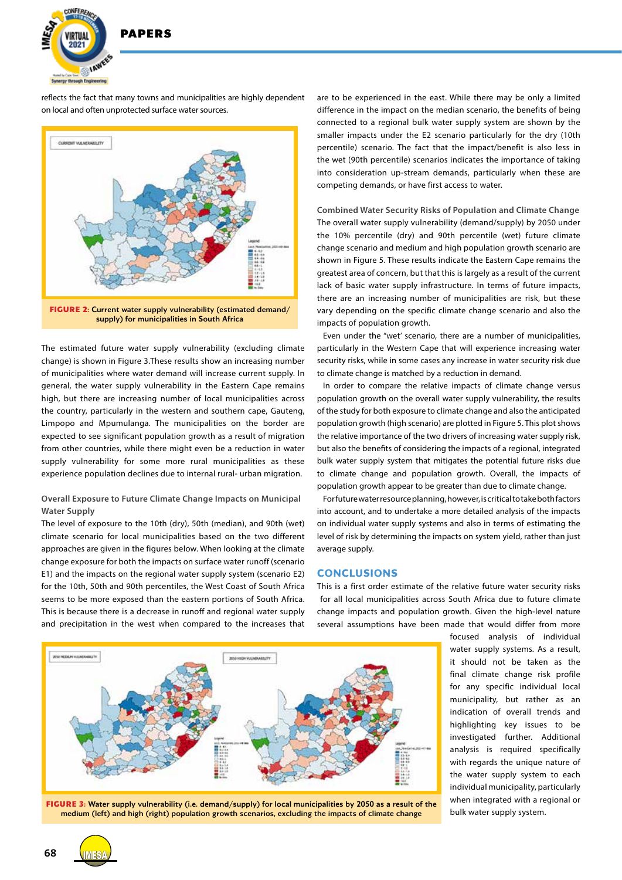reflects the fact that many towns and municipalities are highly dependent on local and often unprotected surface water sources.

**FIGURE 2:** Current water supply vulnerability (estimated demand/supply) for municipalities in South Africa

The estimated future water supply vulnerability (excluding climate change) is shown in Figure 3.These results show an increasing number of municipalities where water demand will increase current supply. In general, the water supply vulnerability in the Eastern Cape remains high, but there are increasing number of local municipalities across the country, particularly in the western and southern cape, Gauteng, Limpopo and Mpumulanga. The municipalities on the border are expected to see significant population growth as a result of migration from other countries, while there might even be a reduction in water supply vulnerability for some more rural municipalities as these experience population declines due to internal rural- urban migration.

### Overall Exposure to Future Climate Change Impacts on Municipal Water Supply

The level of exposure to the 10th (dry), 50th (median), and 90th (wet) climate scenario for local municipalities based on the two different approaches are given in the figures below. When looking at the climate change exposure for both the impacts on surface water runoff (scenario E1) and the impacts on the regional water supply system (scenario E2) for the 10th, 50th and 90th percentiles, the West Coast of South Africa seems to be more exposed than the eastern portions of South Africa. This is because there is a decrease in runoff and regional water supply and precipitation in the west when compared to the increases that are to be experienced in the east. While there may be only a limited difference in the impact on the median scenario, the benefits of being connected to a regional bulk water supply system are shown by the smaller impacts under the E2 scenario particularly for the dry (10th percentile) scenario. The fact that the impact/benefit is also less in the wet (90th percentile) scenarios indicates the importance of taking into consideration up-stream demands, particularly when these are competing demands, or have first access to water.

### Combined Water Security Risks of Population and Climate Change

The overall water supply vulnerability (demand/supply) by 2050 under the 10% percentile (dry) and 90th percentile (wet) future climate change scenario and medium and high population growth scenario are shown in Figure 5. These results indicate the Eastern Cape remains the greatest area of concern, but that this is largely as a result of the current lack of basic water supply infrastructure. In terms of future impacts, there are an increasing number of municipalities are risk, but these vary depending on the specific climate change scenario and also the impacts of population growth.

Even under the "wet' scenario, there are a number of municipalities, particularly in the Western Cape that will experience increasing water security risks, while in some cases any increase in water security risk due to climate change is matched by a reduction in demand.

In order to compare the relative impacts of climate change versus population growth on the overall water supply vulnerability, the results of the study for both exposure to climate change and also the anticipated population growth (high scenario) are plotted in Figure 5. This plot shows the relative importance of the two drivers of increasing water supply risk, but also the benefits of considering the impacts of a regional, integrated bulk water supply system that mitigates the potential future risks due to climate change and population growth. Overall, the impacts of population growth appear to be greater than due to climate change.

For future water resource planning, however, is critical to take both factors into account, and to undertake a more detailed analysis of the impacts on individual water supply systems and also in terms of estimating the level of risk by determining the impacts on system yield, rather than just average supply.

## CONCLUSIONS

This is a first order estimate of the relative future water security risks for all local municipalities across South Africa due to future climate change impacts and population growth. Given the high-level nature several assumptions have been made that would differ from more focused analysis of individual water supply systems. As a result, it should not be taken as the final climate change risk profile for any specific individual local municipality, but rather as an indication of overall trends and highlighting key issues to be investigated further. Additional analysis is required specifically with regards the unique nature of the water supply system to each individual municipality, particularly when integrated with a regional or bulk water supply system.

**FIGURE 3:** Water supply vulnerability (i.e. demand/supply) for local municipalities by 2050 as a result of the medium (left) and high (right) population growth scenarios, excluding the impacts of climate change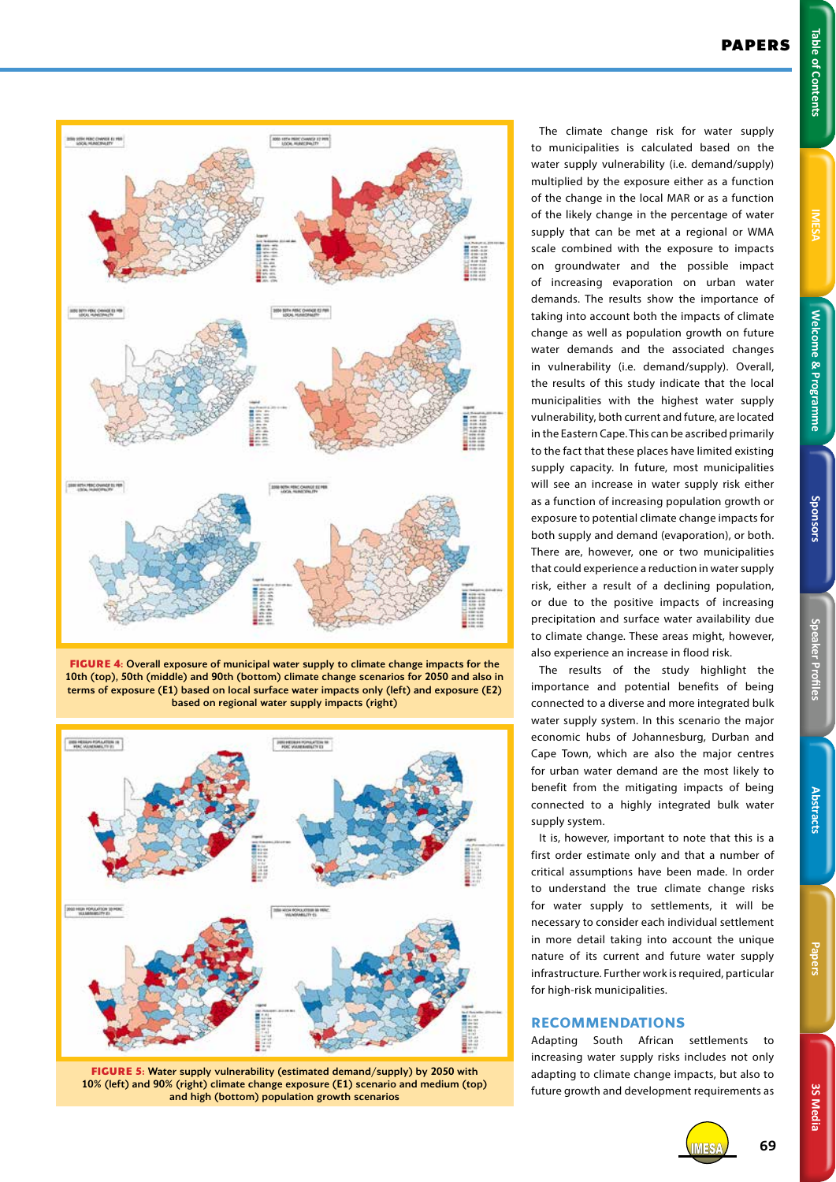**FIGURE 4:** Overall exposure of municipal water supply to climate change impacts for the 10th (top), 50th (middle) and 90th (bottom) climate change scenarios for 2050 and also in terms of exposure (E1) based on local surface water impacts only (left) and exposure (E2) based on regional water supply impacts (right)

**FIGURE 5:** Water supply vulnerability (estimated demand/supply) by 2050 with 10% (left) and 90% (right) climate change exposure (E1) scenario and medium (top) and high (bottom) population growth scenarios

The climate change risk for water supply to municipalities is calculated based on the water supply vulnerability (i.e. demand/supply) multiplied by the exposure either as a function of the change in the local MAR or as a function of the likely change in the percentage of water supply that can be met at a regional or WMA scale combined with the exposure to impacts on groundwater and the possible impact of increasing evaporation on urban water demands. The results show the importance of taking into account both the impacts of climate change as well as population growth on future water demands and the associated changes in vulnerability (i.e. demand/supply). Overall, the results of this study indicate that the local municipalities with the highest water supply vulnerability, both current and future, are located in the Eastern Cape. This can be ascribed primarily to the fact that these places have limited existing supply capacity. In future, most municipalities will see an increase in water supply risk either as a function of increasing population growth or exposure to potential climate change impacts for both supply and demand (evaporation), or both. There are, however, one or two municipalities that could experience a reduction in water supply risk, either a result of a declining population, or due to the positive impacts of increasing precipitation and surface water availability due to climate change. These areas might, however, also experience an increase in flood risk.

The results of the study highlight the importance and potential benefits of being connected to a diverse and more integrated bulk water supply system. In this scenario the major economic hubs of Johannesburg, Durban and Cape Town, which are also the major centres for urban water demand are the most likely to benefit from the mitigating impacts of being connected to a highly integrated bulk water supply system.

It is, however, important to note that this is a first order estimate only and that a number of critical assumptions have been made. In order to understand the true climate change risks for water supply to settlements, it will be necessary to consider each individual settlement in more detail taking into account the unique nature of its current and future water supply infrastructure. Further work is required, particular for high-risk municipalities.

## RECOMMENDATIONS

Adapting South African settlements to increasing water supply risks includes not only adapting to climate change impacts, but also to future growth and development requirements as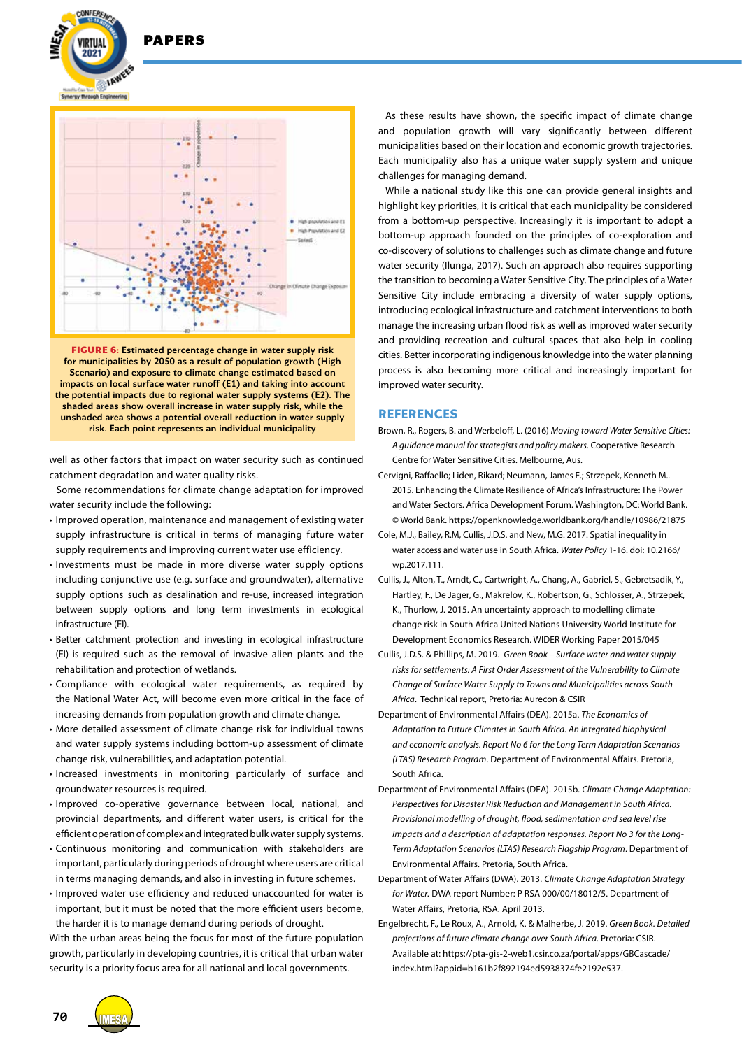**FIGURE 6**: Estimated percentage change in water supply risk for municipalities by 2050 as a result of population growth (High Scenario) and exposure to climate change estimated based on impacts on local surface water runoff (E1) and taking into account the potential impacts due to regional water supply systems (E2). The shaded areas show overall increase in water supply risk, while the unshaded area shows a potential overall reduction in water supply risk. Each point represents an individual municipality

well as other factors that impact on water security such as continued catchment degradation and water quality risks.

Some recommendations for climate change adaptation for improved water security include the following:

- Improved operation, maintenance and management of existing water supply infrastructure is critical in terms of managing future water supply requirements and improving current water use efficiency.
- Investments must be made in more diverse water supply options including conjunctive use (e.g. surface and groundwater), alternative supply options such as desalination and re-use, increased integration between supply options and long term investments in ecological infrastructure (EI).
- Better catchment protection and investing in ecological infrastructure (EI) is required such as the removal of invasive alien plants and the rehabilitation and protection of wetlands.
- Compliance with ecological water requirements, as required by the National Water Act, will become even more critical in the face of increasing demands from population growth and climate change.
- More detailed assessment of climate change risk for individual towns and water supply systems including bottom-up assessment of climate change risk, vulnerabilities, and adaptation potential.
- Increased investments in monitoring particularly of surface and groundwater resources is required.
- Improved co-operative governance between local, national, and provincial departments, and different water users, is critical for the efficient operation of complex and integrated bulk water supply systems.
- Continuous monitoring and communication with stakeholders are important, particularly during periods of drought where users are critical in terms managing demands, and also in investing in future schemes.
- Improved water use efficiency and reduced unaccounted for water is important, but it must be noted that the more efficient users become, the harder it is to manage demand during periods of drought.

With the urban areas being the focus for most of the future population growth, particularly in developing countries, it is critical that urban water security is a priority focus area for all national and local governments.

As these results have shown, the specific impact of climate change and population growth will vary significantly between different municipalities based on their location and economic growth trajectories. Each municipality also has a unique water supply system and unique challenges for managing demand.

While a national study like this one can provide general insights and highlight key priorities, it is critical that each municipality be considered from a bottom-up perspective. Increasingly it is important to adopt a bottom-up approach founded on the principles of co-exploration and co-discovery of solutions to challenges such as climate change and future water security (Ilunga, 2017). Such an approach also requires supporting the transition to becoming a Water Sensitive City. The principles of a Water Sensitive City include embracing a diversity of water supply options, introducing ecological infrastructure and catchment interventions to both manage the increasing urban flood risk as well as improved water security and providing recreation and cultural spaces that also help in cooling cities. Better incorporating indigenous knowledge into the water planning process is also becoming more critical and increasingly important for improved water security.

## REFERENCES

Brown, R., Rogers, B. and Werbeloff, L. (2016) *Moving toward Water Sensitive Cities: A guidance manual for strategists and policy makers.* Cooperative Research Centre for Water Sensitive Cities. Melbourne, Aus.

Cervigni, Raffaello; Liden, Rikard; Neumann, James E.; Strzepek, Kenneth M.. 2015. Enhancing the Climate Resilience of Africa's Infrastructure: The Power and Water Sectors. Africa Development Forum. Washington, DC: World Bank. © World Bank. https://openknowledge.worldbank.org/handle/10986/21875

Cole, M.J., Bailey, R.M, Cullis, J.D.S. and New, M.G. 2017. Spatial inequality in water access and water use in South Africa. *Water Policy* 1-16. doi: 10.2166/wp.2017.111.

Cullis, J., Alton, T., Arndt, C., Cartwright, A., Chang, A., Gabriel, S., Gebretsadik, Y., Hartley, F., De Jager, G., Makrelov, K., Robertson, G., Schlosser, A., Strzepek, K., Thurlow, J. 2015. An uncertainty approach to modelling climate change risk in South Africa United Nations University World Institute for Development Economics Research. WIDER Working Paper 2015/045

Cullis, J.D.S. & Phillips, M. 2019. *Green Book – Surface water and water supply risks for settlements: A First Order Assessment of the Vulnerability to Climate Change of Surface Water Supply to Towns and Municipalities across South Africa.* Technical report, Pretoria: Aurecon & CSIR

Department of Environmental Affairs (DEA). 2015a. *The Economics of Adaptation to Future Climates in South Africa. An integrated biophysical and economic analysis. Report No 6 for the Long Term Adaptation Scenarios (LTAS) Research Program.* Department of Environmental Affairs. Pretoria, South Africa.

Department of Environmental Affairs (DEA). 2015b. *Climate Change Adaptation: Perspectives for Disaster Risk Reduction and Management in South Africa. Provisional modelling of drought, flood, sedimentation and sea level rise impacts and a description of adaptation responses. Report No 3 for the Long-Term Adaptation Scenarios (LTAS) Research Flagship Program.* Department of Environmental Affairs. Pretoria, South Africa.

Department of Water Affairs (DWA). 2013. *Climate Change Adaptation Strategy for Water.* DWA report Number: P RSA 000/00/18012/5. Department of Water Affairs, Pretoria, RSA. April 2013.

Engelbrecht, F., Le Roux, A., Arnold, K. & Malherbe, J. 2019. *Green Book. Detailed projections of future climate change over South Africa.* Pretoria: CSIR. Available at: https://pta-gis-2-web1.csir.co.za/portal/apps/GBCascade/index.html?appid=b161b2f892194ed5938374fe2192e537.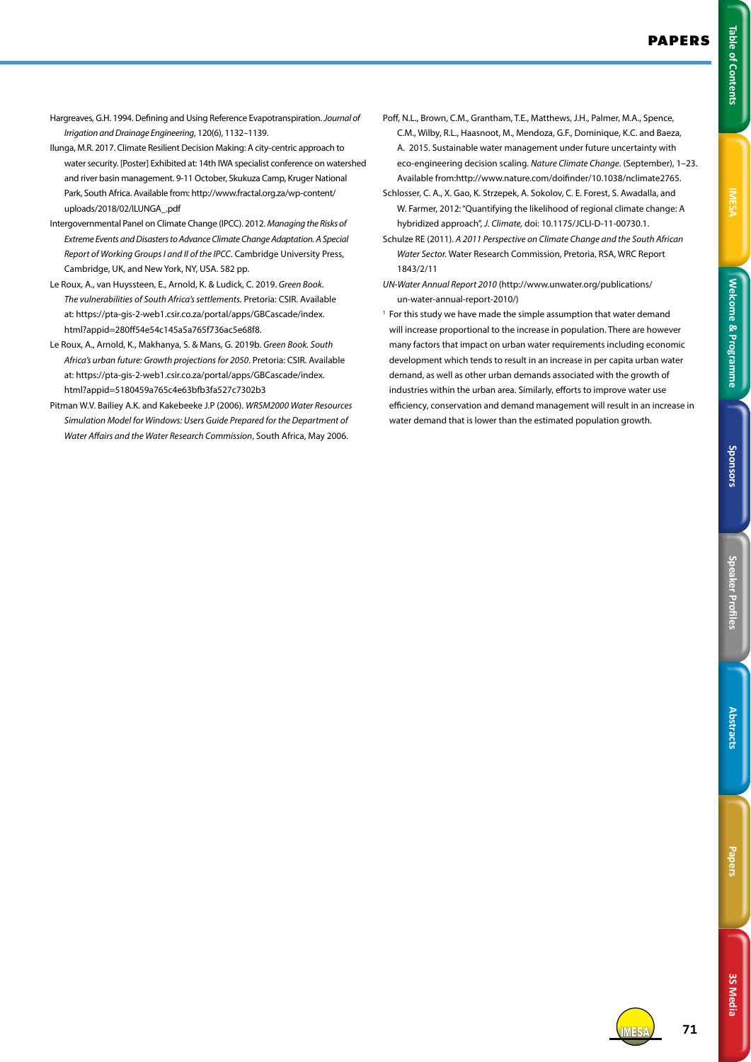Hargreaves, G.H. 1994. Defining and Using Reference Evapotranspiration. *Journal of Irrigation and Drainage Engineering*, 120(6), 1132–1139.

Ilunga, M.R. 2017. Climate Resilient Decision Making: A city-centric approach to water security. [Poster] Exhibited at: 14th IWA specialist conference on watershed and river basin management. 9-11 October, Skukuza Camp, Kruger National Park, South Africa. Available from: http://www.fractal.org.za/wp-content/uploads/2018/02/ILUNGA_.pdf

Intergovernmental Panel on Climate Change (IPCC). 2012. *Managing the Risks of Extreme Events and Disasters to Advance Climate Change Adaptation. A Special Report of Working Groups I and II of the IPCC.* Cambridge University Press, Cambridge, UK, and New York, NY, USA. 582 pp.

Le Roux, A., van Huyssteen, E., Arnold, K. & Ludick, C. 2019. *Green Book. The vulnerabilities of South Africa's settlements.* Pretoria: CSIR. Available at: https://pta-gis-2-web1.csir.co.za/portal/apps/GBCascade/index.html?appid=280ff54e54c145a5a765f736ac5e68f8.

Le Roux, A., Arnold, K., Makhanya, S. & Mans, G. 2019b. *Green Book. South Africa's urban future: Growth projections for 2050*. Pretoria: CSIR. Available at: https://pta-gis-2-web1.csir.co.za/portal/apps/GBCascade/index.html?appid=5180459a765c4e63bfb3fa527c7302b3

Pitman W.V. Bailiey A.K. and Kakebeeke J.P (2006). *WRSM2000 Water Resources Simulation Model for Windows: Users Guide Prepared for the Department of Water Affairs and the Water Research Commission*, South Africa, May 2006.

Poff, N.L., Brown, C.M., Grantham, T.E., Matthews, J.H., Palmer, M.A., Spence, C.M., Wilby, R.L., Haasnoot, M., Mendoza, G.F., Dominique, K.C. and Baeza, A. 2015. Sustainable water management under future uncertainty with eco-engineering decision scaling. *Nature Climate Change*. (September), 1–23. Available from:http://www.nature.com/doifinder/10.1038/nclimate2765.

Schlosser, C. A., X. Gao, K. Strzepek, A. Sokolov, C. E. Forest, S. Awadalla, and W. Farmer, 2012: "Quantifying the likelihood of regional climate change: A hybridized approach", *J. Climate,* doi: 10.1175/JCLI-D-11-00730.1.

Schulze RE (2011). *A 2011 Perspective on Climate Change and the South African Water Sector.* Water Research Commission, Pretoria, RSA, WRC Report 1843/2/11

*UN-Water Annual Report 2010* (http://www.unwater.org/publications/un-water-annual-report-2010/)

[1] For this study we have made the simple assumption that water demand will increase proportional to the increase in population. There are however many factors that impact on urban water requirements including economic development which tends to result in an increase in per capita urban water demand, as well as other urban demands associated with the growth of industries within the urban area. Similarly, efforts to improve water use efficiency, conservation and demand management will result in an increase in water demand that is lower than the estimated population growth.